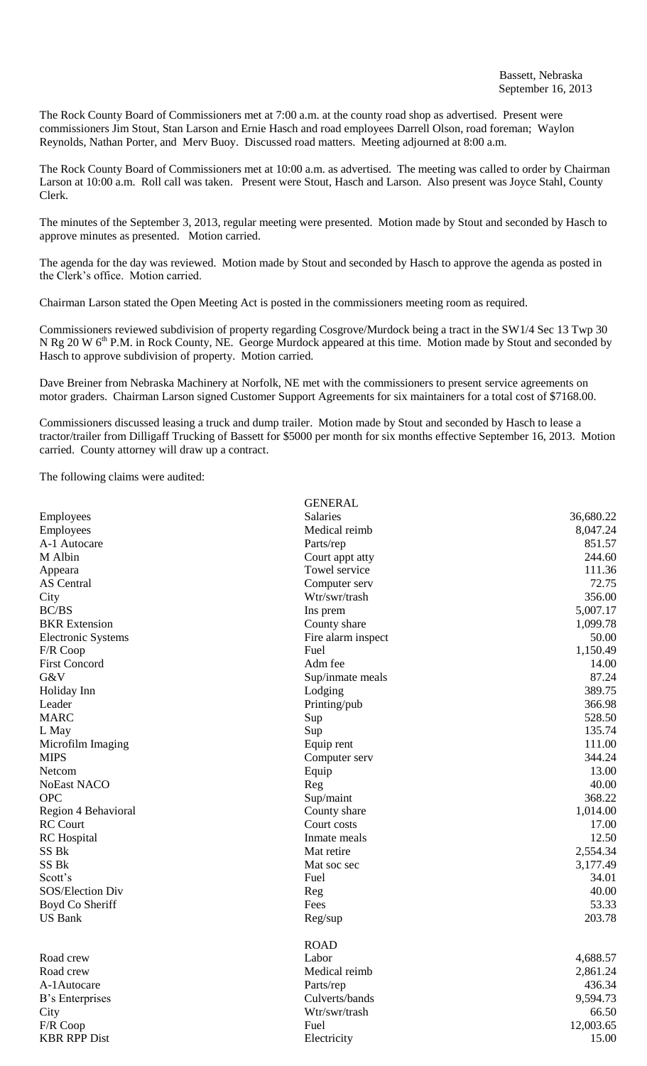Bassett, Nebraska
September 16, 2013

The Rock County Board of Commissioners met at 7:00 a.m. at the county road shop as advertised. Present were commissioners Jim Stout, Stan Larson and Ernie Hasch and road employees Darrell Olson, road foreman; Waylon Reynolds, Nathan Porter, and Merv Buoy. Discussed road matters. Meeting adjourned at 8:00 a.m.

The Rock County Board of Commissioners met at 10:00 a.m. as advertised. The meeting was called to order by Chairman Larson at 10:00 a.m. Roll call was taken. Present were Stout, Hasch and Larson. Also present was Joyce Stahl, County Clerk.

The minutes of the September 3, 2013, regular meeting were presented. Motion made by Stout and seconded by Hasch to approve minutes as presented. Motion carried.

The agenda for the day was reviewed. Motion made by Stout and seconded by Hasch to approve the agenda as posted in the Clerk's office. Motion carried.

Chairman Larson stated the Open Meeting Act is posted in the commissioners meeting room as required.

Commissioners reviewed subdivision of property regarding Cosgrove/Murdock being a tract in the SW1/4 Sec 13 Twp 30 N Rg 20 W 6th P.M. in Rock County, NE. George Murdock appeared at this time. Motion made by Stout and seconded by Hasch to approve subdivision of property. Motion carried.

Dave Breiner from Nebraska Machinery at Norfolk, NE met with the commissioners to present service agreements on motor graders. Chairman Larson signed Customer Support Agreements for six maintainers for a total cost of $7168.00.

Commissioners discussed leasing a truck and dump trailer. Motion made by Stout and seconded by Hasch to lease a tractor/trailer from Dilligaff Trucking of Bassett for $5000 per month for six months effective September 16, 2013. Motion carried. County attorney will draw up a contract.

The following claims were audited:

| | GENERAL | |
|---|---|---|
| Employees | Salaries | 36,680.22 |
| Employees | Medical reimb | 8,047.24 |
| A-1 Autocare | Parts/rep | 851.57 |
| M Albin | Court appt atty | 244.60 |
| Appeara | Towel service | 111.36 |
| AS Central | Computer serv | 72.75 |
| City | Wtr/swr/trash | 356.00 |
| BC/BS | Ins prem | 5,007.17 |
| BKR Extension | County share | 1,099.78 |
| Electronic Systems | Fire alarm inspect | 50.00 |
| F/R Coop | Fuel | 1,150.49 |
| First Concord | Adm fee | 14.00 |
| G&V | Sup/inmate meals | 87.24 |
| Holiday Inn | Lodging | 389.75 |
| Leader | Printing/pub | 366.98 |
| MARC | Sup | 528.50 |
| L May | Sup | 135.74 |
| Microfilm Imaging | Equip rent | 111.00 |
| MIPS | Computer serv | 344.24 |
| Netcom | Equip | 13.00 |
| NoEast NACO | Reg | 40.00 |
| OPC | Sup/maint | 368.22 |
| Region 4 Behavioral | County share | 1,014.00 |
| RC Court | Court costs | 17.00 |
| RC Hospital | Inmate meals | 12.50 |
| SS Bk | Mat retire | 2,554.34 |
| SS Bk | Mat soc sec | 3,177.49 |
| Scott's | Fuel | 34.01 |
| SOS/Election Div | Reg | 40.00 |
| Boyd Co Sheriff | Fees | 53.33 |
| US Bank | Reg/sup | 203.78 |
| | ROAD | |
| Road crew | Labor | 4,688.57 |
| Road crew | Medical reimb | 2,861.24 |
| A-1Autocare | Parts/rep | 436.34 |
| B's Enterprises | Culverts/bands | 9,594.73 |
| City | Wtr/swr/trash | 66.50 |
| F/R Coop | Fuel | 12,003.65 |
| KBR RPP Dist | Electricity | 15.00 |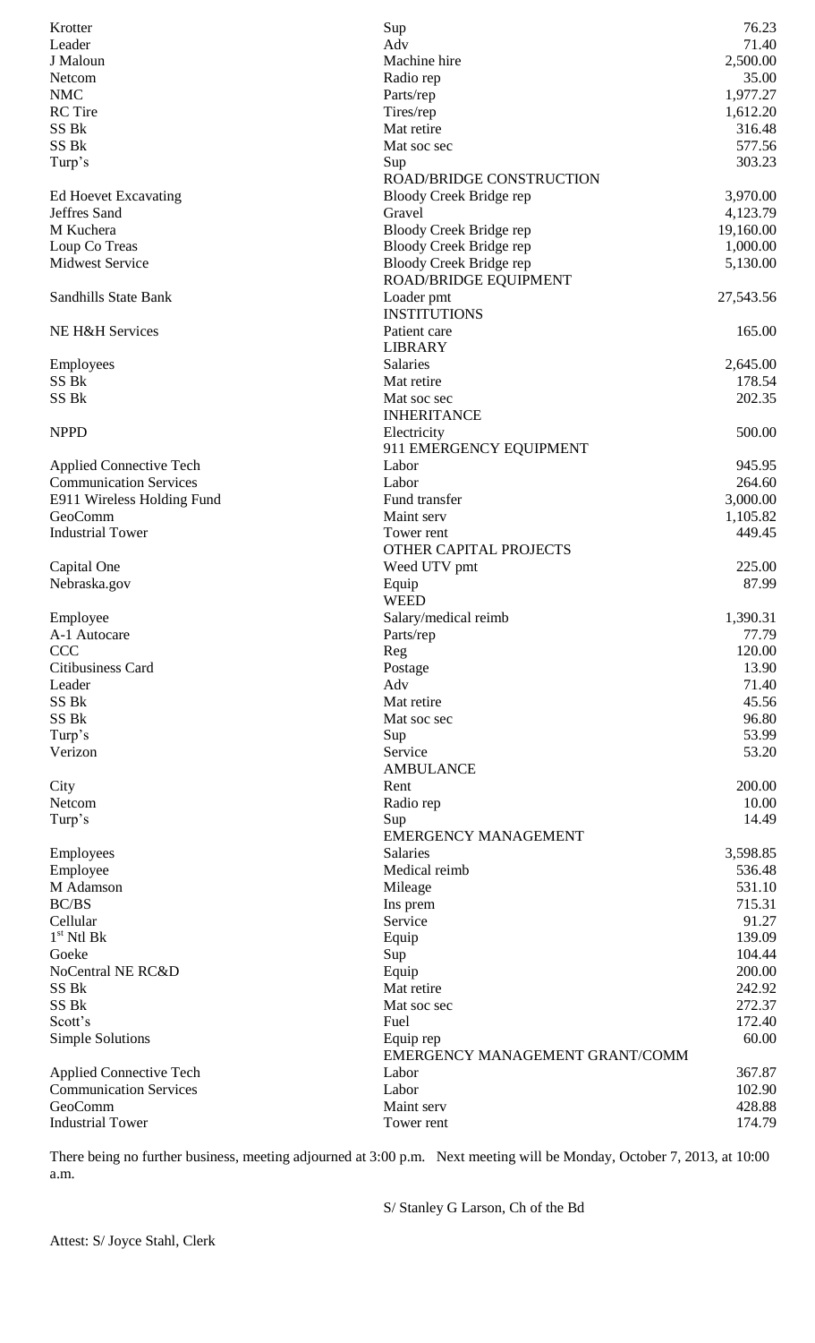| | | |
|---|---|---|
| Krotter | Sup | 76.23 |
| Leader | Adv | 71.40 |
| J Maloun | Machine hire | 2,500.00 |
| Netcom | Radio rep | 35.00 |
| NMC | Parts/rep | 1,977.27 |
| RC Tire | Tires/rep | 1,612.20 |
| SS Bk | Mat retire | 316.48 |
| SS Bk | Mat soc sec | 577.56 |
| Turp's | Sup | 303.23 |
| | ROAD/BRIDGE CONSTRUCTION | |
| Ed Hoevet Excavating | Bloody Creek Bridge rep | 3,970.00 |
| Jeffres Sand | Gravel | 4,123.79 |
| M Kuchera | Bloody Creek Bridge rep | 19,160.00 |
| Loup Co Treas | Bloody Creek Bridge rep | 1,000.00 |
| Midwest Service | Bloody Creek Bridge rep | 5,130.00 |
| | ROAD/BRIDGE EQUIPMENT | |
| Sandhills State Bank | Loader pmt | 27,543.56 |
| | INSTITUTIONS | |
| NE H&H Services | Patient care | 165.00 |
| | LIBRARY | |
| Employees | Salaries | 2,645.00 |
| SS Bk | Mat retire | 178.54 |
| SS Bk | Mat soc sec | 202.35 |
| | INHERITANCE | |
| NPPD | Electricity | 500.00 |
| | 911 EMERGENCY EQUIPMENT | |
| Applied Connective Tech | Labor | 945.95 |
| Communication Services | Labor | 264.60 |
| E911 Wireless Holding Fund | Fund transfer | 3,000.00 |
| GeoComm | Maint serv | 1,105.82 |
| Industrial Tower | Tower rent | 449.45 |
| | OTHER CAPITAL PROJECTS | |
| Capital One | Weed UTV pmt | 225.00 |
| Nebraska.gov | Equip | 87.99 |
| | WEED | |
| Employee | Salary/medical reimb | 1,390.31 |
| A-1 Autocare | Parts/rep | 77.79 |
| CCC | Reg | 120.00 |
| Citibusiness Card | Postage | 13.90 |
| Leader | Adv | 71.40 |
| SS Bk | Mat retire | 45.56 |
| SS Bk | Mat soc sec | 96.80 |
| Turp's | Sup | 53.99 |
| Verizon | Service | 53.20 |
| | AMBULANCE | |
| City | Rent | 200.00 |
| Netcom | Radio rep | 10.00 |
| Turp's | Sup | 14.49 |
| | EMERGENCY MANAGEMENT | |
| Employees | Salaries | 3,598.85 |
| Employee | Medical reimb | 536.48 |
| M Adamson | Mileage | 531.10 |
| BC/BS | Ins prem | 715.31 |
| Cellular | Service | 91.27 |
| 1st Ntl Bk | Equip | 139.09 |
| Goeke | Sup | 104.44 |
| NoCentral NE RC&D | Equip | 200.00 |
| SS Bk | Mat retire | 242.92 |
| SS Bk | Mat soc sec | 272.37 |
| Scott's | Fuel | 172.40 |
| Simple Solutions | Equip rep | 60.00 |
| | EMERGENCY MANAGEMENT GRANT/COMM | |
| Applied Connective Tech | Labor | 367.87 |
| Communication Services | Labor | 102.90 |
| GeoComm | Maint serv | 428.88 |
| Industrial Tower | Tower rent | 174.79 |

There being no further business, meeting adjourned at 3:00 p.m. Next meeting will be Monday, October 7, 2013, at 10:00 a.m.

S/ Stanley G Larson, Ch of the Bd

Attest: S/ Joyce Stahl, Clerk